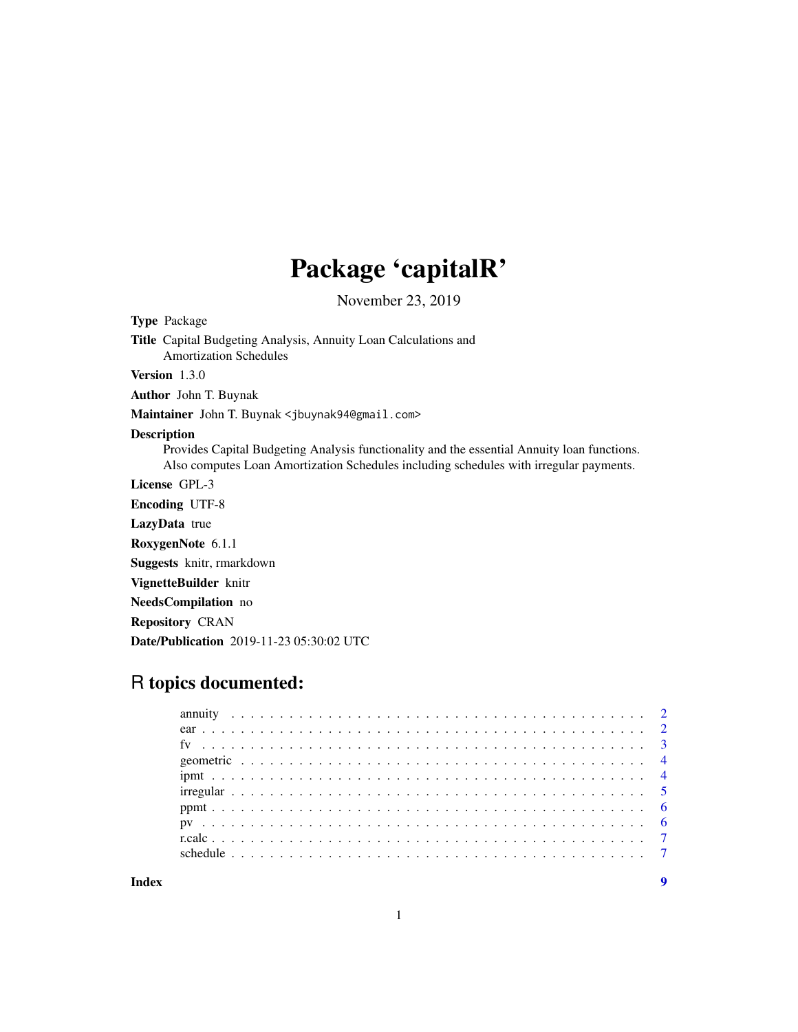# Package 'capitalR'

November 23, 2019

**Type** Package

**Title** Capital Budgeting Analysis, Annuity Loan Calculations and Amortization Schedules

**Version** 1.3.0

**Author** John T. Buynak

**Maintainer** John T. Buynak <jbuynak94@gmail.com>

**Description** Provides Capital Budgeting Analysis functionality and the essential Annuity loan functions. Also computes Loan Amortization Schedules including schedules with irregular payments.

**License** GPL-3

**Encoding** UTF-8

**LazyData** true

**RoxygenNote** 6.1.1

**Suggests** knitr, rmarkdown

**VignetteBuilder** knitr

**NeedsCompilation** no

**Repository** CRAN

**Date/Publication** 2019-11-23 05:30:02 UTC

## R topics documented:

| | |
|---|---|
| annuity | 2 |
| ear | 2 |
| fv | 3 |
| geometric | 4 |
| ipmt | 4 |
| irregular | 5 |
| ppmt | 6 |
| pv | 6 |
| r.calc | 7 |
| schedule | 7 |
| **Index** | **9** |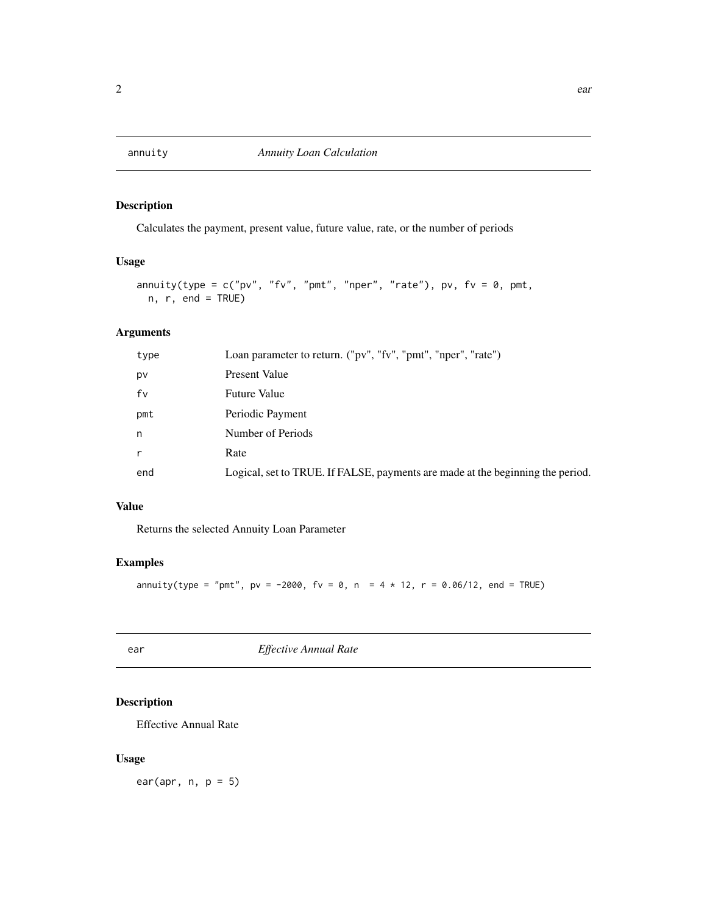## annuity *Annuity Loan Calculation*

### Description

Calculates the payment, present value, future value, rate, or the number of periods

### Usage

```
annuity(type = c("pv", "fv", "pmt", "nper", "rate"), pv, fv = 0, pmt,
  n, r, end = TRUE)
```

### Arguments

| | |
|---|---|
| `type` | Loan parameter to return. ("pv", "fv", "pmt", "nper", "rate") |
| `pv` | Present Value |
| `fv` | Future Value |
| `pmt` | Periodic Payment |
| `n` | Number of Periods |
| `r` | Rate |
| `end` | Logical, set to TRUE. If FALSE, payments are made at the beginning the period. |

### Value

Returns the selected Annuity Loan Parameter

### Examples

```
annuity(type = "pmt", pv = -2000, fv = 0, n  = 4 * 12, r = 0.06/12, end = TRUE)
```

## ear *Effective Annual Rate*

### Description

Effective Annual Rate

### Usage

```
ear(apr, n, p = 5)
```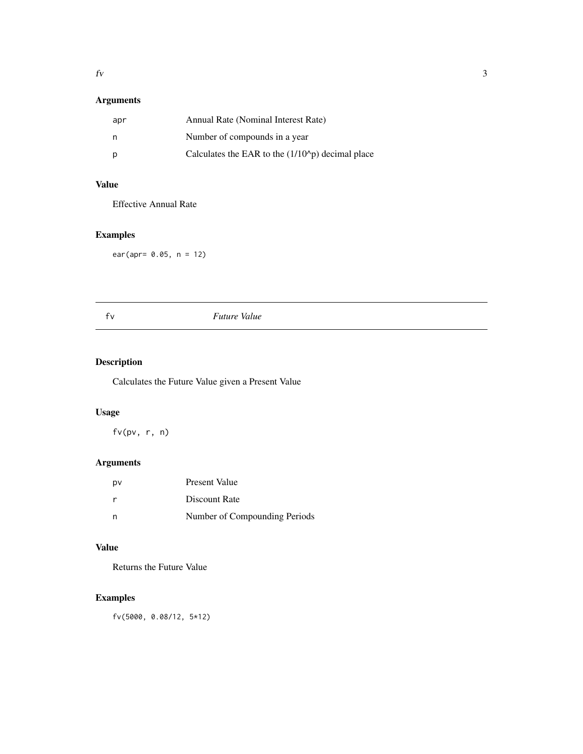### Arguments

| | |
|---|---|
| apr | Annual Rate (Nominal Interest Rate) |
| n | Number of compounds in a year |
| p | Calculates the EAR to the (1/10^p) decimal place |

### Value

Effective Annual Rate

### Examples

```
ear(apr= 0.05, n = 12)
```

## fv *Future Value*

### Description

Calculates the Future Value given a Present Value

### Usage

```
fv(pv, r, n)
```

### Arguments

| | |
|---|---|
| pv | Present Value |
| r | Discount Rate |
| n | Number of Compounding Periods |

### Value

Returns the Future Value

### Examples

```
fv(5000, 0.08/12, 5*12)
```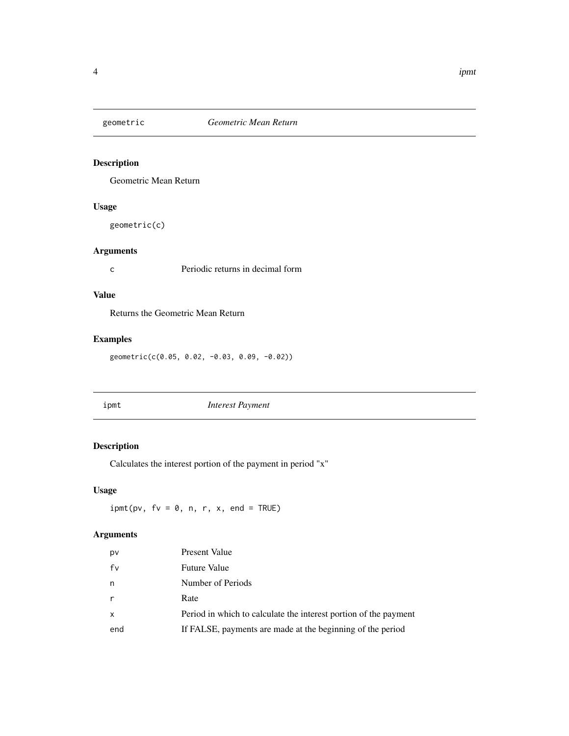## geometric *Geometric Mean Return*

### Description

Geometric Mean Return

### Usage

```
geometric(c)
```

### Arguments

| | |
|---|---|
| c | Periodic returns in decimal form |

### Value

Returns the Geometric Mean Return

### Examples

```
geometric(c(0.05, 0.02, -0.03, 0.09, -0.02))
```

## ipmt *Interest Payment*

### Description

Calculates the interest portion of the payment in period "x"

### Usage

```
ipmt(pv, fv = 0, n, r, x, end = TRUE)
```

### Arguments

| | |
|---|---|
| pv | Present Value |
| fv | Future Value |
| n | Number of Periods |
| r | Rate |
| x | Period in which to calculate the interest portion of the payment |
| end | If FALSE, payments are made at the beginning of the period |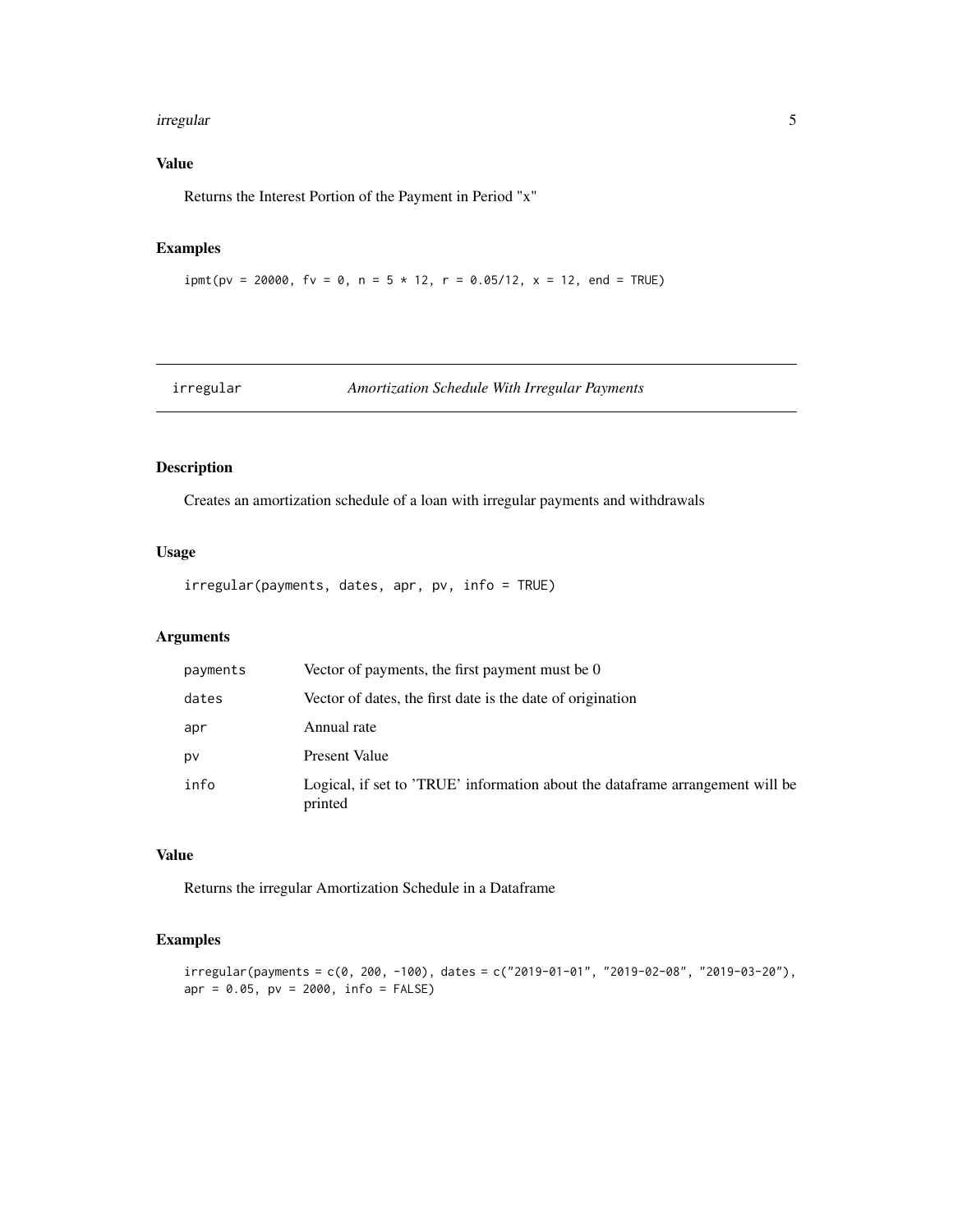## Value

Returns the Interest Portion of the Payment in Period "x"

## Examples

```
ipmt(pv = 20000, fv = 0, n = 5 * 12, r = 0.05/12, x = 12, end = TRUE)
```

---

# irregular *Amortization Schedule With Irregular Payments*

---

## Description

Creates an amortization schedule of a loan with irregular payments and withdrawals

## Usage

```
irregular(payments, dates, apr, pv, info = TRUE)
```

## Arguments

| | |
|---|---|
| payments | Vector of payments, the first payment must be 0 |
| dates | Vector of dates, the first date is the date of origination |
| apr | Annual rate |
| pv | Present Value |
| info | Logical, if set to 'TRUE' information about the dataframe arrangement will be printed |

## Value

Returns the irregular Amortization Schedule in a Dataframe

## Examples

```
irregular(payments = c(0, 200, -100), dates = c("2019-01-01", "2019-02-08", "2019-03-20"),
apr = 0.05, pv = 2000, info = FALSE)
```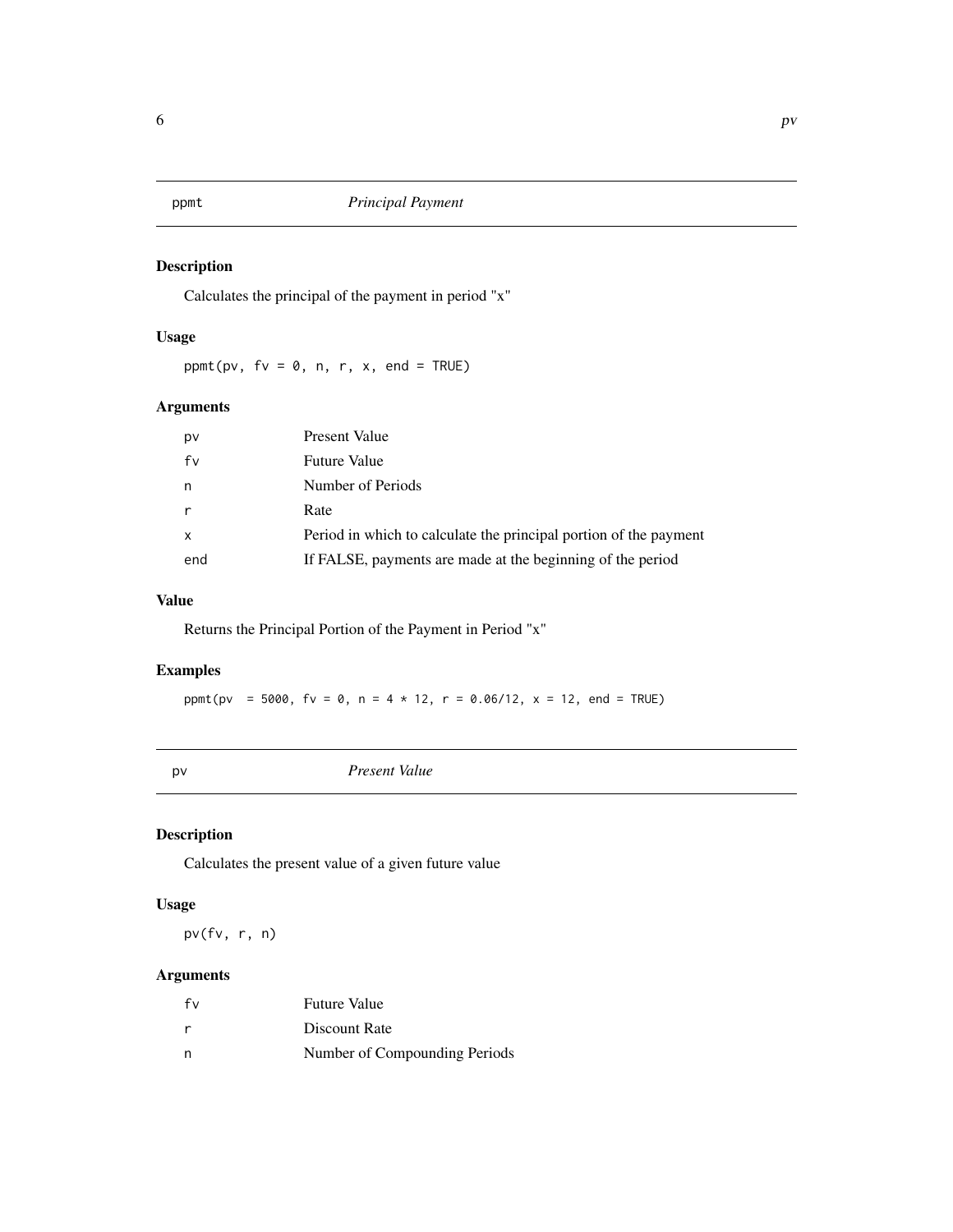## ppmt — *Principal Payment*

### Description

Calculates the principal of the payment in period "x"

### Usage

```
ppmt(pv, fv = 0, n, r, x, end = TRUE)
```

### Arguments

| | |
|---|---|
| pv | Present Value |
| fv | Future Value |
| n | Number of Periods |
| r | Rate |
| x | Period in which to calculate the principal portion of the payment |
| end | If FALSE, payments are made at the beginning of the period |

### Value

Returns the Principal Portion of the Payment in Period "x"

### Examples

```
ppmt(pv  = 5000, fv = 0, n = 4 * 12, r = 0.06/12, x = 12, end = TRUE)
```

## pv — *Present Value*

### Description

Calculates the present value of a given future value

### Usage

```
pv(fv, r, n)
```

### Arguments

| | |
|---|---|
| fv | Future Value |
| r | Discount Rate |
| n | Number of Compounding Periods |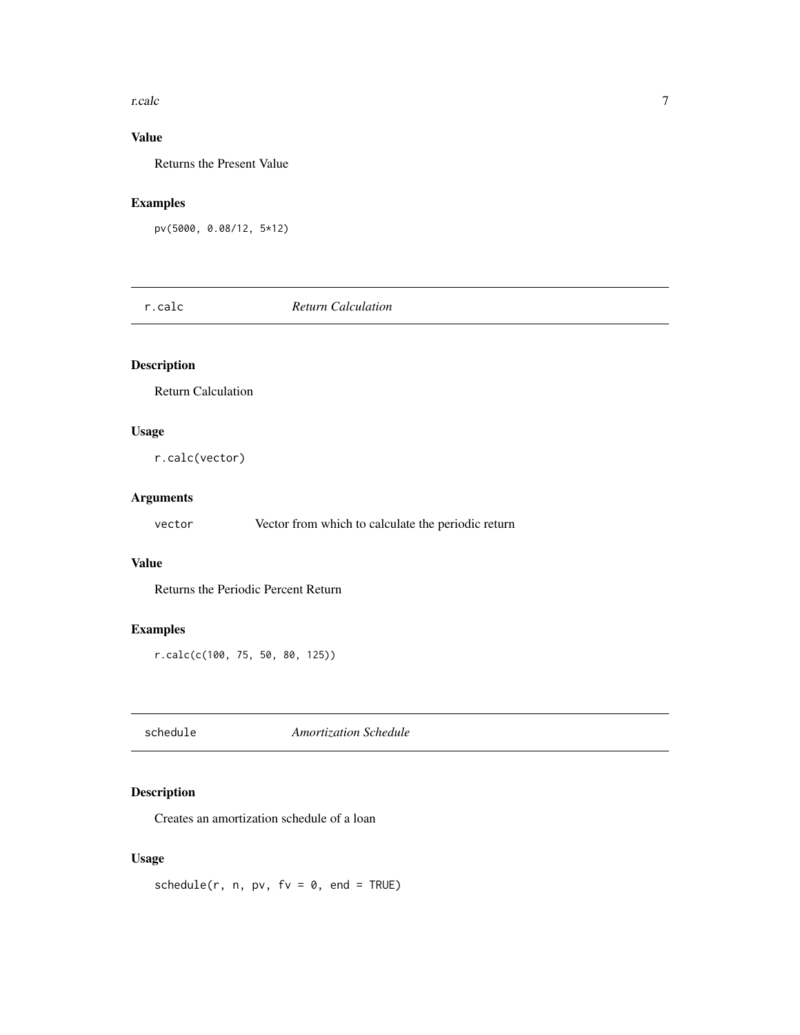## Value

Returns the Present Value

## Examples

```
pv(5000, 0.08/12, 5*12)
```

---

# r.calc *Return Calculation*

---

## Description

Return Calculation

## Usage

```
r.calc(vector)
```

## Arguments

| | |
|---|---|
| `vector` | Vector from which to calculate the periodic return |

## Value

Returns the Periodic Percent Return

## Examples

```
r.calc(c(100, 75, 50, 80, 125))
```

---

# schedule *Amortization Schedule*

---

## Description

Creates an amortization schedule of a loan

## Usage

```
schedule(r, n, pv, fv = 0, end = TRUE)
```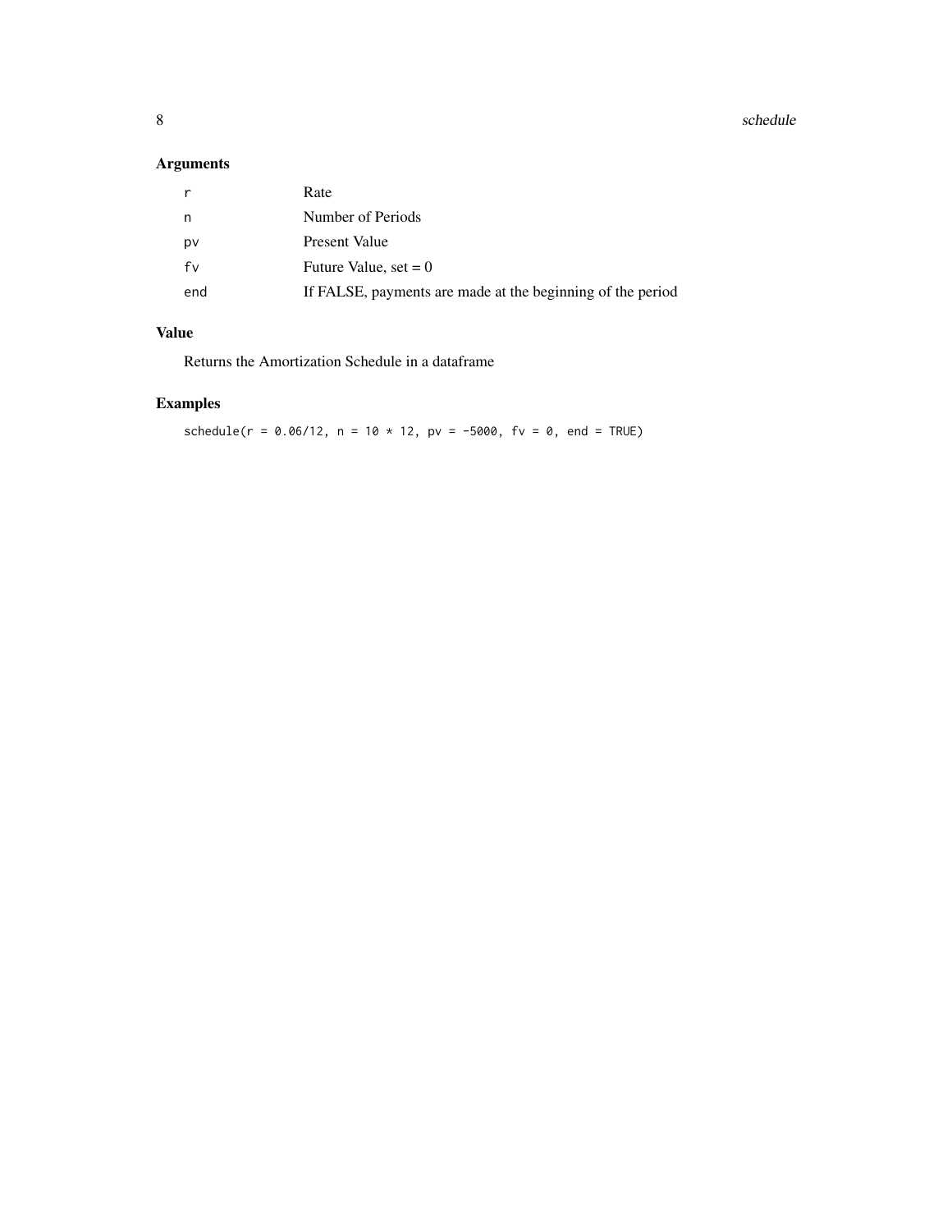## Arguments

| | |
|---|---|
| r | Rate |
| n | Number of Periods |
| pv | Present Value |
| fv | Future Value, set = 0 |
| end | If FALSE, payments are made at the beginning of the period |

## Value

Returns the Amortization Schedule in a dataframe

## Examples

```
schedule(r = 0.06/12, n = 10 * 12, pv = -5000, fv = 0, end = TRUE)
```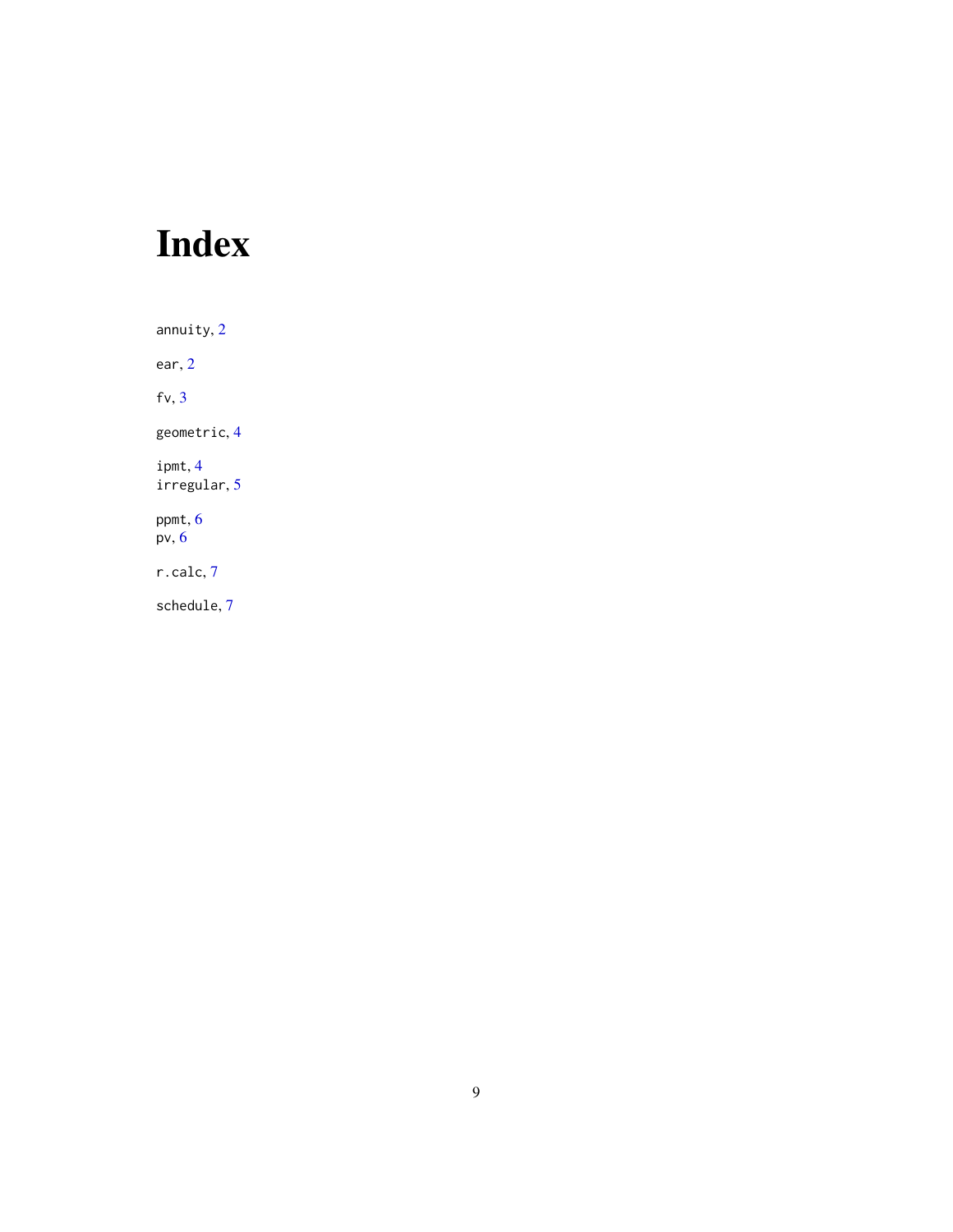# Index

annuity, 2

ear, 2

fv, 3

geometric, 4

ipmt, 4
irregular, 5

ppmt, 6
pv, 6

r.calc, 7

schedule, 7